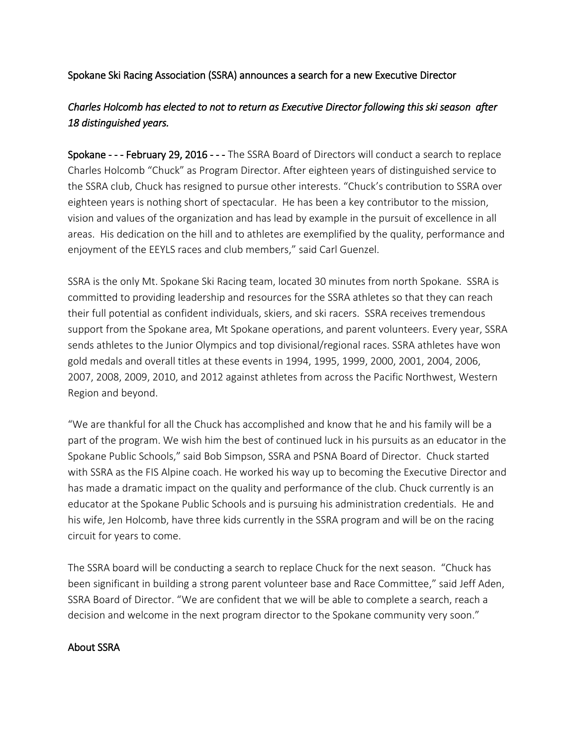Spokane Ski Racing Association (SSRA) announces a search for a new Executive Director

*Charles Holcomb has elected to not to return as Executive Director following this ski season after 18 distinguished years.*

**Spokane - - - February 29, 2016 - - -** The SSRA Board of Directors will conduct a search to replace Charles Holcomb "Chuck" as Program Director. After eighteen years of distinguished service to the SSRA club, Chuck has resigned to pursue other interests. "Chuck's contribution to SSRA over eighteen years is nothing short of spectacular. He has been a key contributor to the mission, vision and values of the organization and has lead by example in the pursuit of excellence in all areas. His dedication on the hill and to athletes are exemplified by the quality, performance and enjoyment of the EEYLS races and club members," said Carl Guenzel.

SSRA is the only Mt. Spokane Ski Racing team, located 30 minutes from north Spokane. SSRA is committed to providing leadership and resources for the SSRA athletes so that they can reach their full potential as confident individuals, skiers, and ski racers. SSRA receives tremendous support from the Spokane area, Mt Spokane operations, and parent volunteers. Every year, SSRA sends athletes to the Junior Olympics and top divisional/regional races. SSRA athletes have won gold medals and overall titles at these events in 1994, 1995, 1999, 2000, 2001, 2004, 2006, 2007, 2008, 2009, 2010, and 2012 against athletes from across the Pacific Northwest, Western Region and beyond.

"We are thankful for all the Chuck has accomplished and know that he and his family will be a part of the program. We wish him the best of continued luck in his pursuits as an educator in the Spokane Public Schools," said Bob Simpson, SSRA and PSNA Board of Director. Chuck started with SSRA as the FIS Alpine coach. He worked his way up to becoming the Executive Director and has made a dramatic impact on the quality and performance of the club. Chuck currently is an educator at the Spokane Public Schools and is pursuing his administration credentials. He and his wife, Jen Holcomb, have three kids currently in the SSRA program and will be on the racing circuit for years to come.

The SSRA board will be conducting a search to replace Chuck for the next season. "Chuck has been significant in building a strong parent volunteer base and Race Committee," said Jeff Aden, SSRA Board of Director. "We are confident that we will be able to complete a search, reach a decision and welcome in the next program director to the Spokane community very soon."

## About SSRA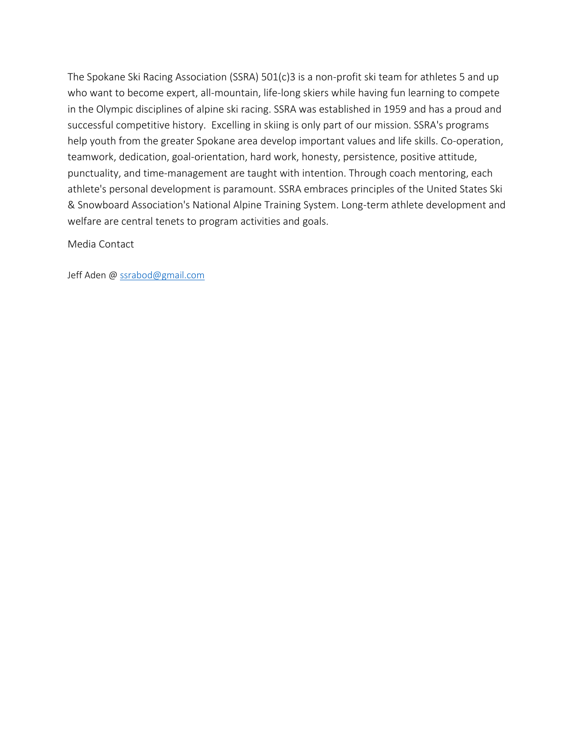The Spokane Ski Racing Association (SSRA) 501(c)3 is a non-profit ski team for athletes 5 and up who want to become expert, all-mountain, life-long skiers while having fun learning to compete in the Olympic disciplines of alpine ski racing. SSRA was established in 1959 and has a proud and successful competitive history.  Excelling in skiing is only part of our mission. SSRA's programs help youth from the greater Spokane area develop important values and life skills. Co-operation, teamwork, dedication, goal-orientation, hard work, honesty, persistence, positive attitude, punctuality, and time-management are taught with intention. Through coach mentoring, each athlete's personal development is paramount. SSRA embraces principles of the United States Ski & Snowboard Association's National Alpine Training System. Long-term athlete development and welfare are central tenets to program activities and goals.

Media Contact

Jeff Aden @ ssrabod@gmail.com